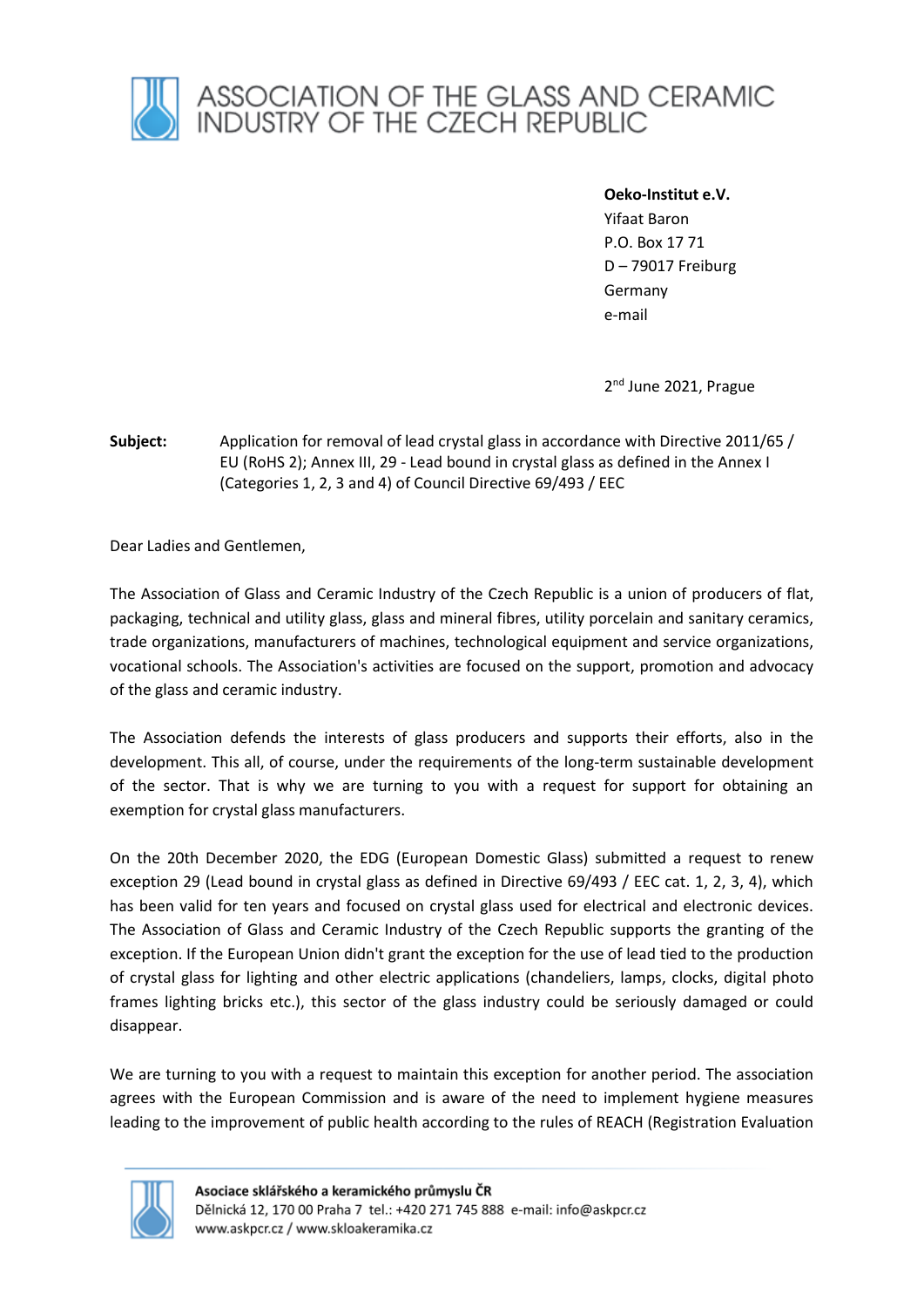# ASSOCIATION OF THE GLASS AND CERAMIC INDUSTRY OF THE CZECH REPUBLIC

**Oeko-Institut e.V.**
Yifaat Baron
P.O. Box 17 71
D – 79017 Freiburg
Germany
e-mail

2nd June 2021, Prague

**Subject:** Application for removal of lead crystal glass in accordance with Directive 2011/65 / EU (RoHS 2); Annex III, 29 - Lead bound in crystal glass as defined in the Annex I (Categories 1, 2, 3 and 4) of Council Directive 69/493 / EEC

Dear Ladies and Gentlemen,

The Association of Glass and Ceramic Industry of the Czech Republic is a union of producers of flat, packaging, technical and utility glass, glass and mineral fibres, utility porcelain and sanitary ceramics, trade organizations, manufacturers of machines, technological equipment and service organizations, vocational schools. The Association's activities are focused on the support, promotion and advocacy of the glass and ceramic industry.

The Association defends the interests of glass producers and supports their efforts, also in the development. This all, of course, under the requirements of the long-term sustainable development of the sector. That is why we are turning to you with a request for support for obtaining an exemption for crystal glass manufacturers.

On the 20th December 2020, the EDG (European Domestic Glass) submitted a request to renew exception 29 (Lead bound in crystal glass as defined in Directive 69/493 / EEC cat. 1, 2, 3, 4), which has been valid for ten years and focused on crystal glass used for electrical and electronic devices. The Association of Glass and Ceramic Industry of the Czech Republic supports the granting of the exception. If the European Union didn't grant the exception for the use of lead tied to the production of crystal glass for lighting and other electric applications (chandeliers, lamps, clocks, digital photo frames lighting bricks etc.), this sector of the glass industry could be seriously damaged or could disappear.

We are turning to you with a request to maintain this exception for another period. The association agrees with the European Commission and is aware of the need to implement hygiene measures leading to the improvement of public health according to the rules of REACH (Registration Evaluation

**Asociace sklářského a keramického průmyslu ČR**
Dělnická 12, 170 00 Praha 7 tel.: +420 271 745 888 e-mail: info@askpcr.cz
www.askpcr.cz / www.skloakeramika.cz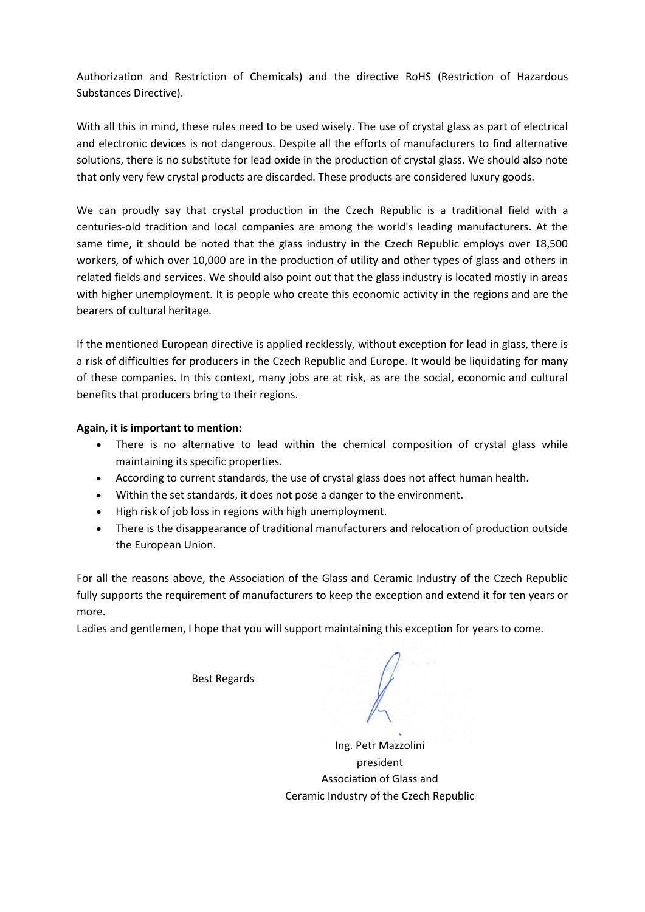Authorization and Restriction of Chemicals) and the directive RoHS (Restriction of Hazardous Substances Directive).

With all this in mind, these rules need to be used wisely. The use of crystal glass as part of electrical and electronic devices is not dangerous. Despite all the efforts of manufacturers to find alternative solutions, there is no substitute for lead oxide in the production of crystal glass. We should also note that only very few crystal products are discarded. These products are considered luxury goods.

We can proudly say that crystal production in the Czech Republic is a traditional field with a centuries-old tradition and local companies are among the world's leading manufacturers. At the same time, it should be noted that the glass industry in the Czech Republic employs over 18,500 workers, of which over 10,000 are in the production of utility and other types of glass and others in related fields and services. We should also point out that the glass industry is located mostly in areas with higher unemployment. It is people who create this economic activity in the regions and are the bearers of cultural heritage.

If the mentioned European directive is applied recklessly, without exception for lead in glass, there is a risk of difficulties for producers in the Czech Republic and Europe. It would be liquidating for many of these companies. In this context, many jobs are at risk, as are the social, economic and cultural benefits that producers bring to their regions.

**Again, it is important to mention:**

- There is no alternative to lead within the chemical composition of crystal glass while maintaining its specific properties.
- According to current standards, the use of crystal glass does not affect human health.
- Within the set standards, it does not pose a danger to the environment.
- High risk of job loss in regions with high unemployment.
- There is the disappearance of traditional manufacturers and relocation of production outside the European Union.

For all the reasons above, the Association of the Glass and Ceramic Industry of the Czech Republic fully supports the requirement of manufacturers to keep the exception and extend it for ten years or more.

Ladies and gentlemen, I hope that you will support maintaining this exception for years to come.

Best Regards

Ing. Petr Mazzolini
president
Association of Glass and
Ceramic Industry of the Czech Republic